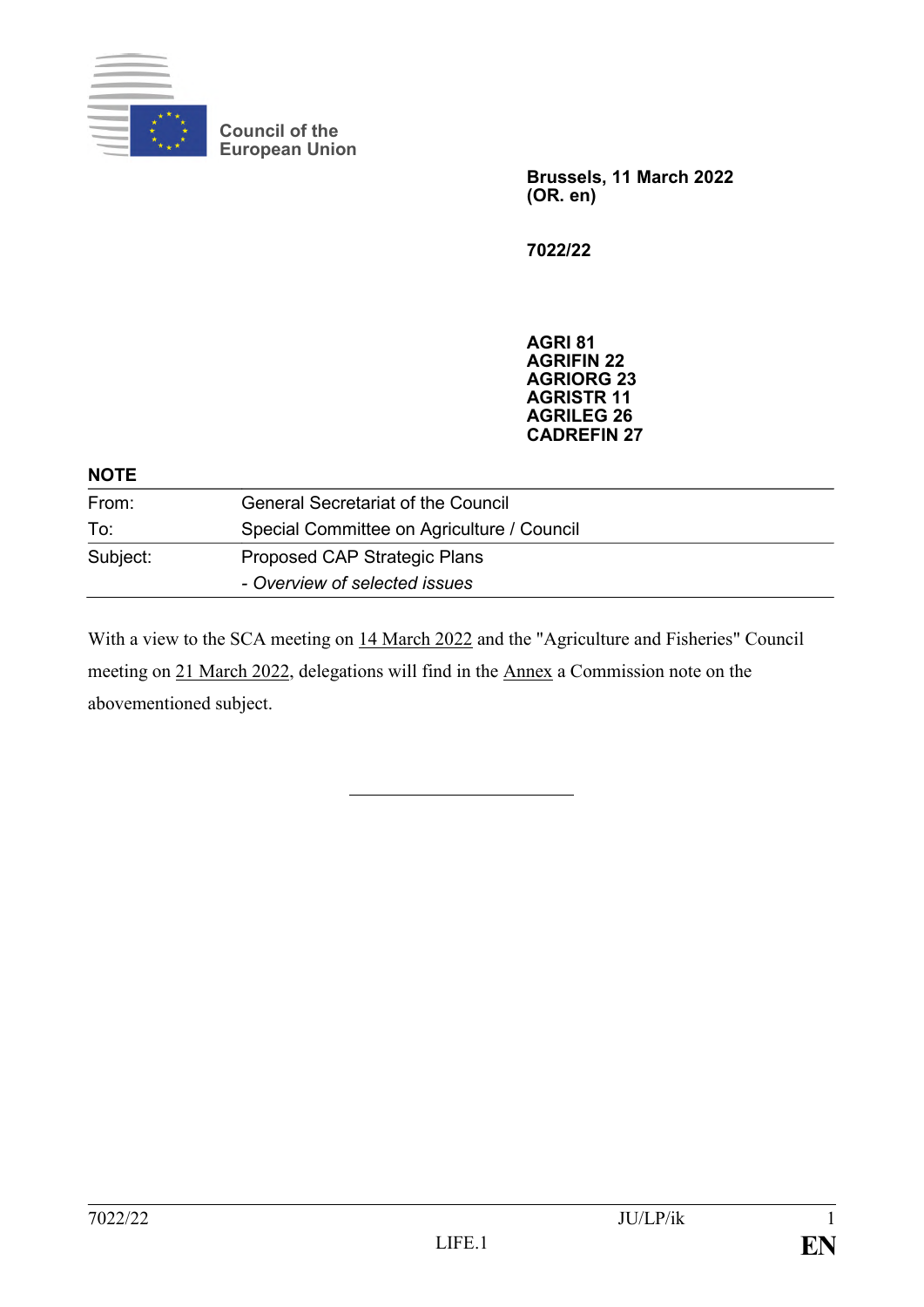Council of the European Union

**Brussels, 11 March 2022**
**(OR. en)**

**7022/22**

**AGRI 81**
**AGRIFIN 22**
**AGRIORG 23**
**AGRISTR 11**
**AGRILEG 26**
**CADREFIN 27**

**NOTE**

| | |
|---|---|
| From: | General Secretariat of the Council |
| To: | Special Committee on Agriculture / Council |
| Subject: | Proposed CAP Strategic Plans<br>- *Overview of selected issues* |

With a view to the SCA meeting on 14 March 2022 and the "Agriculture and Fisheries" Council meeting on 21 March 2022, delegations will find in the Annex a Commission note on the abovementioned subject.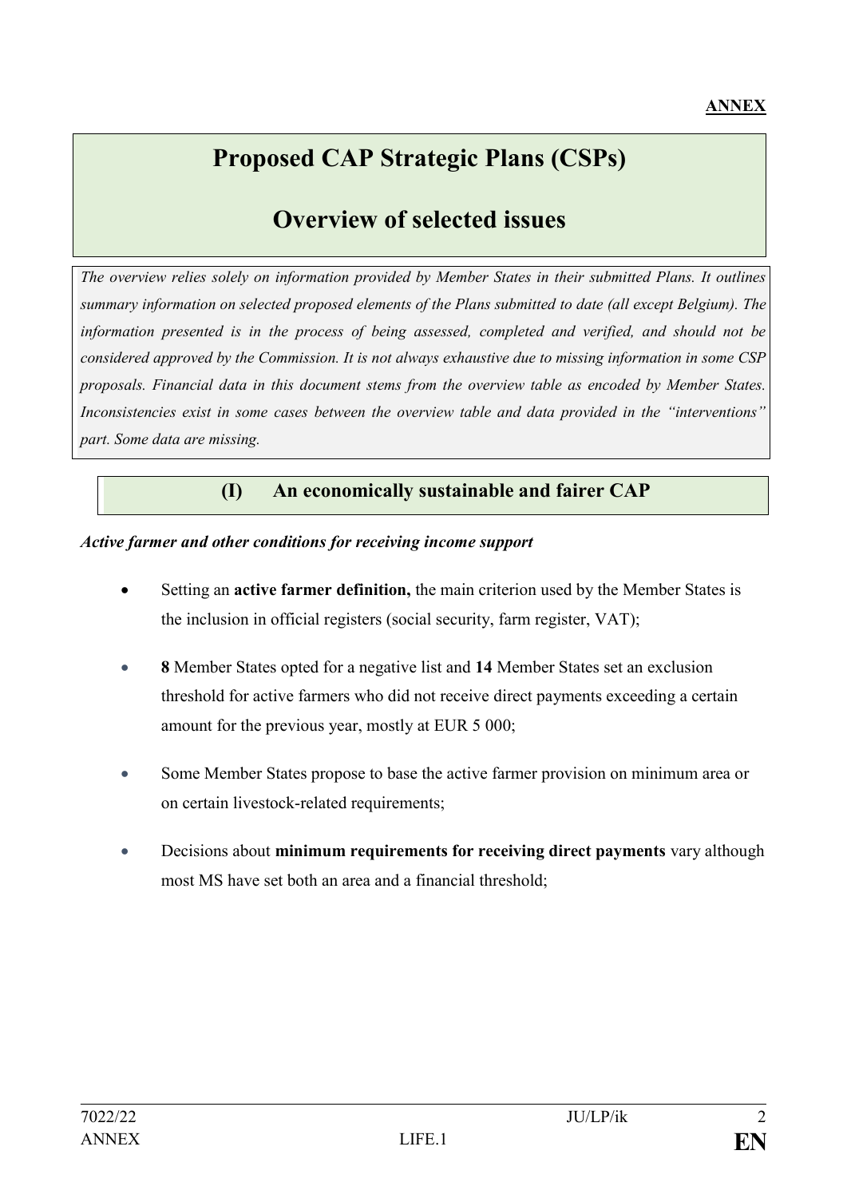**ANNEX**

# Proposed CAP Strategic Plans (CSPs)

# Overview of selected issues

*The overview relies solely on information provided by Member States in their submitted Plans. It outlines summary information on selected proposed elements of the Plans submitted to date (all except Belgium). The information presented is in the process of being assessed, completed and verified, and should not be considered approved by the Commission. It is not always exhaustive due to missing information in some CSP proposals. Financial data in this document stems from the overview table as encoded by Member States. Inconsistencies exist in some cases between the overview table and data provided in the "interventions" part. Some data are missing.*

## (I) An economically sustainable and fairer CAP

***Active farmer and other conditions for receiving income support***

- Setting an **active farmer definition,** the main criterion used by the Member States is the inclusion in official registers (social security, farm register, VAT);
- **8** Member States opted for a negative list and **14** Member States set an exclusion threshold for active farmers who did not receive direct payments exceeding a certain amount for the previous year, mostly at EUR 5 000;
- Some Member States propose to base the active farmer provision on minimum area or on certain livestock-related requirements;
- Decisions about **minimum requirements for receiving direct payments** vary although most MS have set both an area and a financial threshold;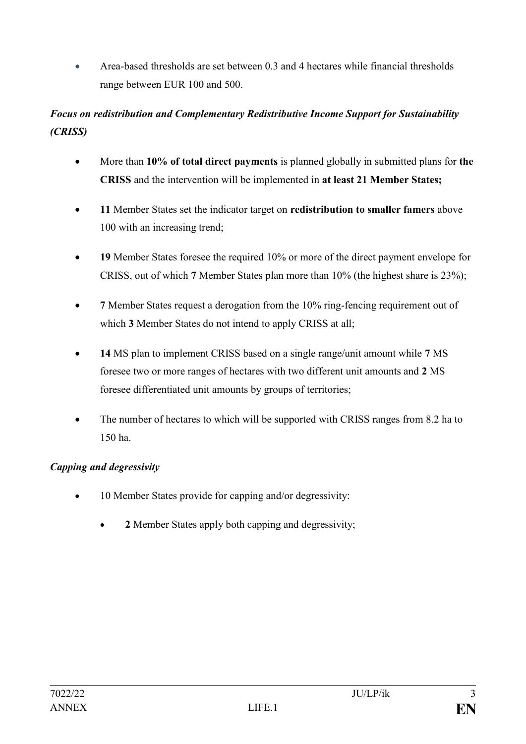- Area-based thresholds are set between 0.3 and 4 hectares while financial thresholds range between EUR 100 and 500.

***Focus on redistribution and Complementary Redistributive Income Support for Sustainability (CRISS)***

- More than **10% of total direct payments** is planned globally in submitted plans for **the CRISS** and the intervention will be implemented in **at least 21 Member States;**
- **11** Member States set the indicator target on **redistribution to smaller famers** above 100 with an increasing trend;
- **19** Member States foresee the required 10% or more of the direct payment envelope for CRISS, out of which **7** Member States plan more than 10% (the highest share is 23%);
- **7** Member States request a derogation from the 10% ring-fencing requirement out of which **3** Member States do not intend to apply CRISS at all;
- **14** MS plan to implement CRISS based on a single range/unit amount while **7** MS foresee two or more ranges of hectares with two different unit amounts and **2** MS foresee differentiated unit amounts by groups of territories;
- The number of hectares to which will be supported with CRISS ranges from 8.2 ha to 150 ha.

***Capping and degressivity***

- 10 Member States provide for capping and/or degressivity:
  - **2** Member States apply both capping and degressivity;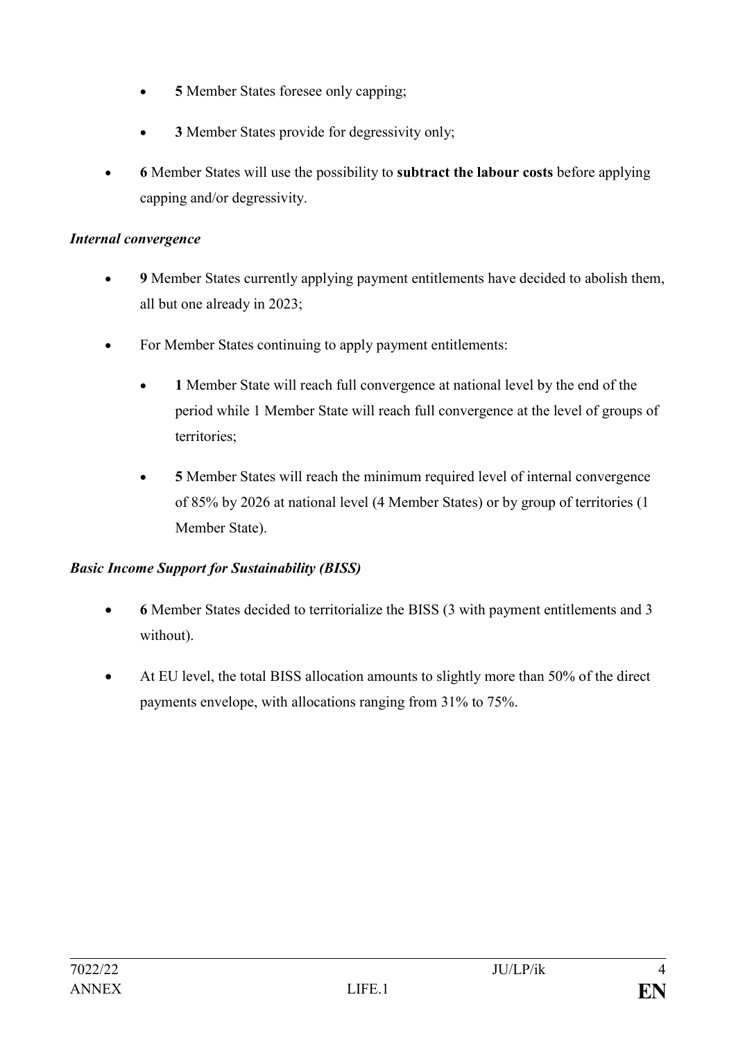- **5** Member States foresee only capping;
  - **3** Member States provide for degressivity only;
- **6** Member States will use the possibility to **subtract the labour costs** before applying capping and/or degressivity.

***Internal convergence***

- **9** Member States currently applying payment entitlements have decided to abolish them, all but one already in 2023;
- For Member States continuing to apply payment entitlements:
  - **1** Member State will reach full convergence at national level by the end of the period while 1 Member State will reach full convergence at the level of groups of territories;
  - **5** Member States will reach the minimum required level of internal convergence of 85% by 2026 at national level (4 Member States) or by group of territories (1 Member State).

***Basic Income Support for Sustainability (BISS)***

- **6** Member States decided to territorialize the BISS (3 with payment entitlements and 3 without).
- At EU level, the total BISS allocation amounts to slightly more than 50% of the direct payments envelope, with allocations ranging from 31% to 75%.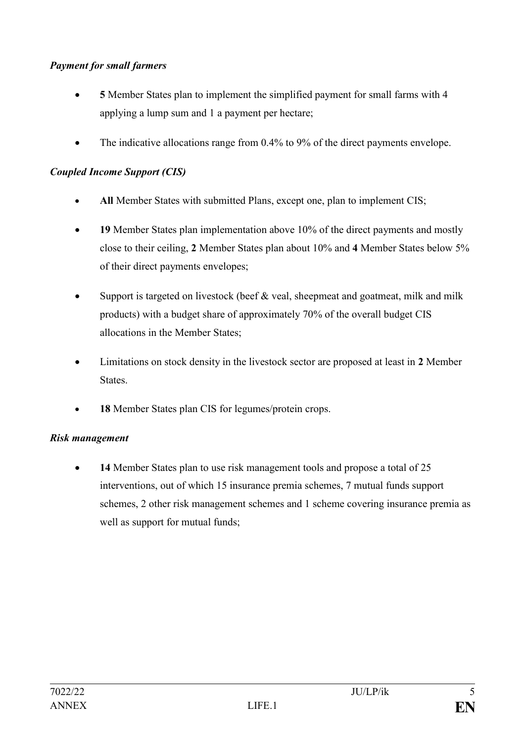*Payment for small farmers*

- **5** Member States plan to implement the simplified payment for small farms with 4 applying a lump sum and 1 a payment per hectare;
- The indicative allocations range from 0.4% to 9% of the direct payments envelope.

*Coupled Income Support (CIS)*

- **All** Member States with submitted Plans, except one, plan to implement CIS;
- **19** Member States plan implementation above 10% of the direct payments and mostly close to their ceiling, **2** Member States plan about 10% and **4** Member States below 5% of their direct payments envelopes;
- Support is targeted on livestock (beef & veal, sheepmeat and goatmeat, milk and milk products) with a budget share of approximately 70% of the overall budget CIS allocations in the Member States;
- Limitations on stock density in the livestock sector are proposed at least in **2** Member States.
- **18** Member States plan CIS for legumes/protein crops.

*Risk management*

- **14** Member States plan to use risk management tools and propose a total of 25 interventions, out of which 15 insurance premia schemes, 7 mutual funds support schemes, 2 other risk management schemes and 1 scheme covering insurance premia as well as support for mutual funds;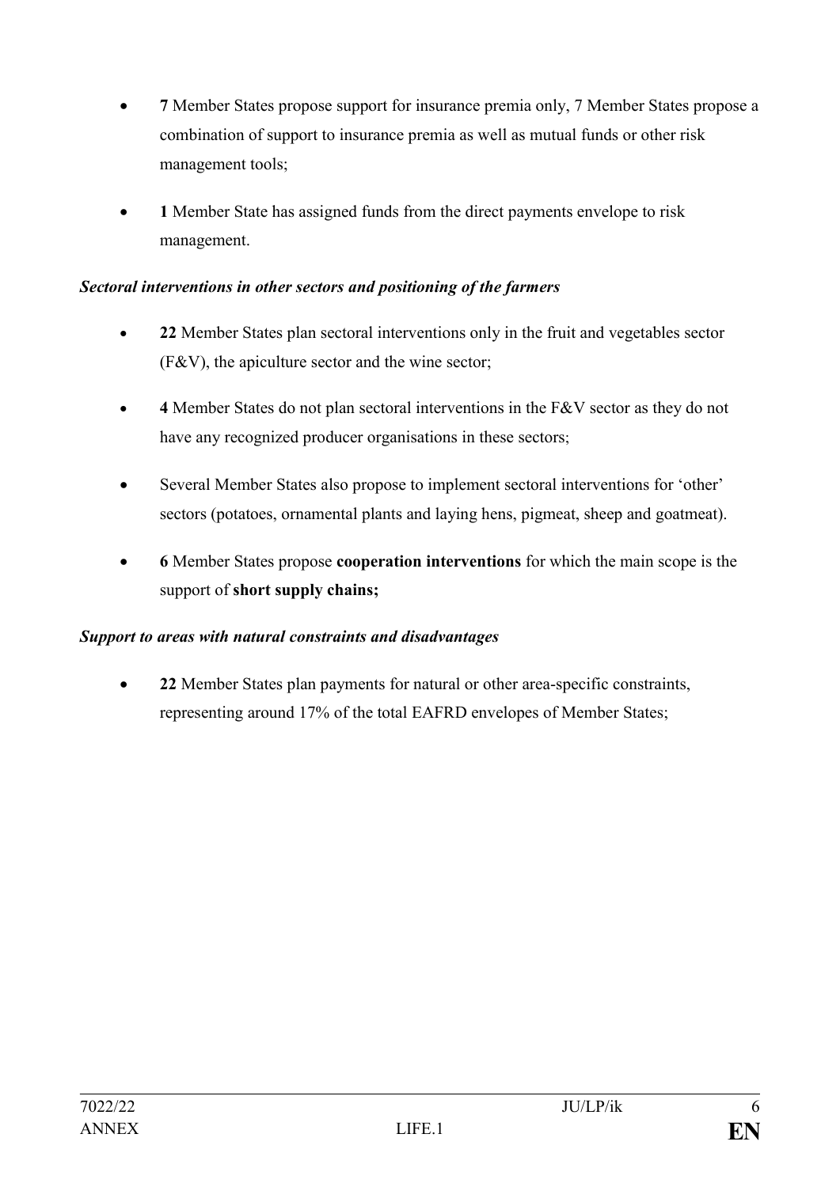- **7** Member States propose support for insurance premia only, 7 Member States propose a combination of support to insurance premia as well as mutual funds or other risk management tools;
- **1** Member State has assigned funds from the direct payments envelope to risk management.

***Sectoral interventions in other sectors and positioning of the farmers***

- **22** Member States plan sectoral interventions only in the fruit and vegetables sector (F&V), the apiculture sector and the wine sector;
- **4** Member States do not plan sectoral interventions in the F&V sector as they do not have any recognized producer organisations in these sectors;
- Several Member States also propose to implement sectoral interventions for 'other' sectors (potatoes, ornamental plants and laying hens, pigmeat, sheep and goatmeat).
- **6** Member States propose **cooperation interventions** for which the main scope is the support of **short supply chains;**

***Support to areas with natural constraints and disadvantages***

- **22** Member States plan payments for natural or other area-specific constraints, representing around 17% of the total EAFRD envelopes of Member States;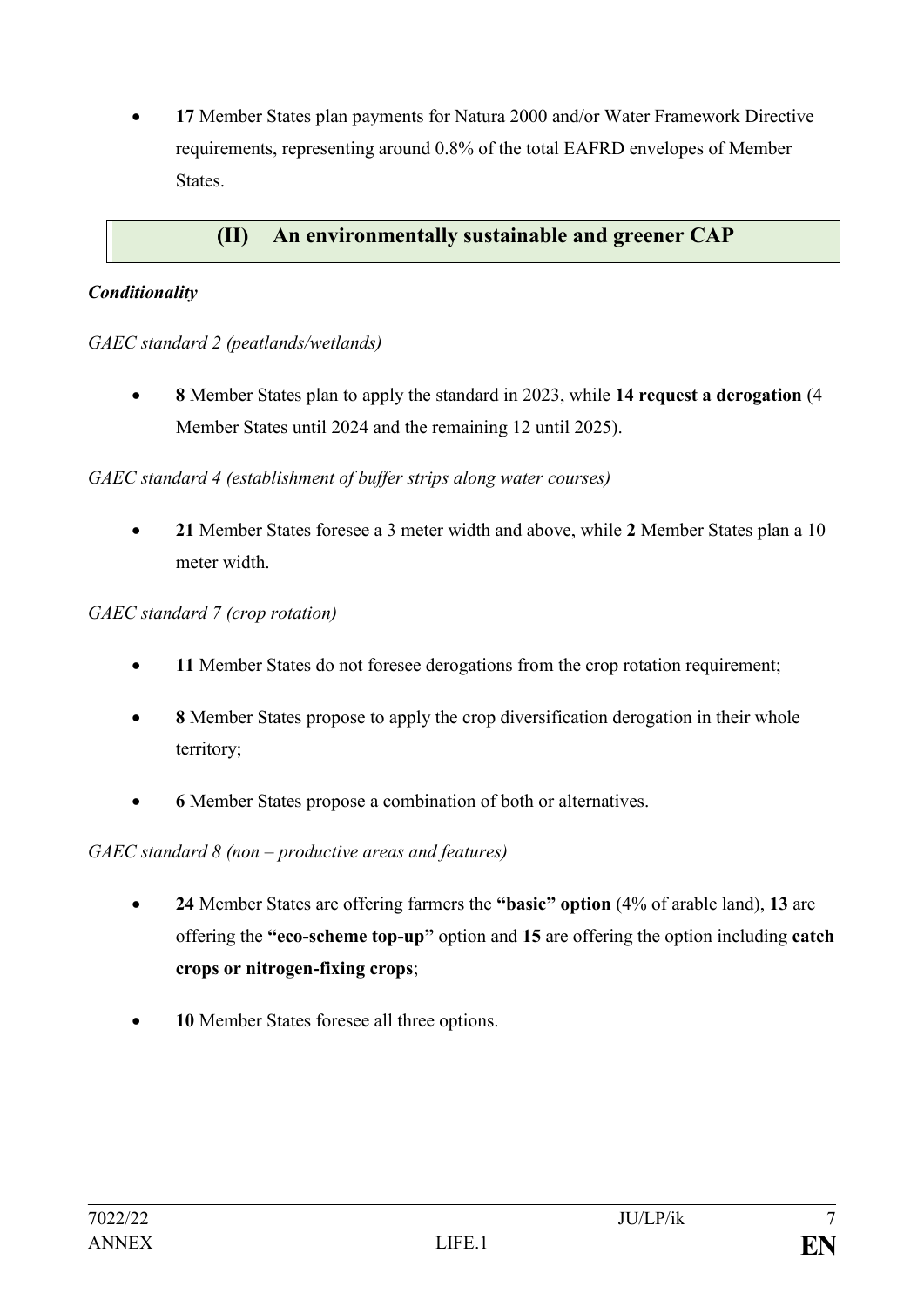- **17** Member States plan payments for Natura 2000 and/or Water Framework Directive requirements, representing around 0.8% of the total EAFRD envelopes of Member States.

## (II) An environmentally sustainable and greener CAP

***Conditionality***

*GAEC standard 2 (peatlands/wetlands)*

- **8** Member States plan to apply the standard in 2023, while **14 request a derogation** (4 Member States until 2024 and the remaining 12 until 2025).

*GAEC standard 4 (establishment of buffer strips along water courses)*

- **21** Member States foresee a 3 meter width and above, while **2** Member States plan a 10 meter width.

*GAEC standard 7 (crop rotation)*

- **11** Member States do not foresee derogations from the crop rotation requirement;
- **8** Member States propose to apply the crop diversification derogation in their whole territory;
- **6** Member States propose a combination of both or alternatives.

*GAEC standard 8 (non – productive areas and features)*

- **24** Member States are offering farmers the **"basic" option** (4% of arable land), **13** are offering the **"eco-scheme top-up"** option and **15** are offering the option including **catch crops or nitrogen-fixing crops**;
- **10** Member States foresee all three options.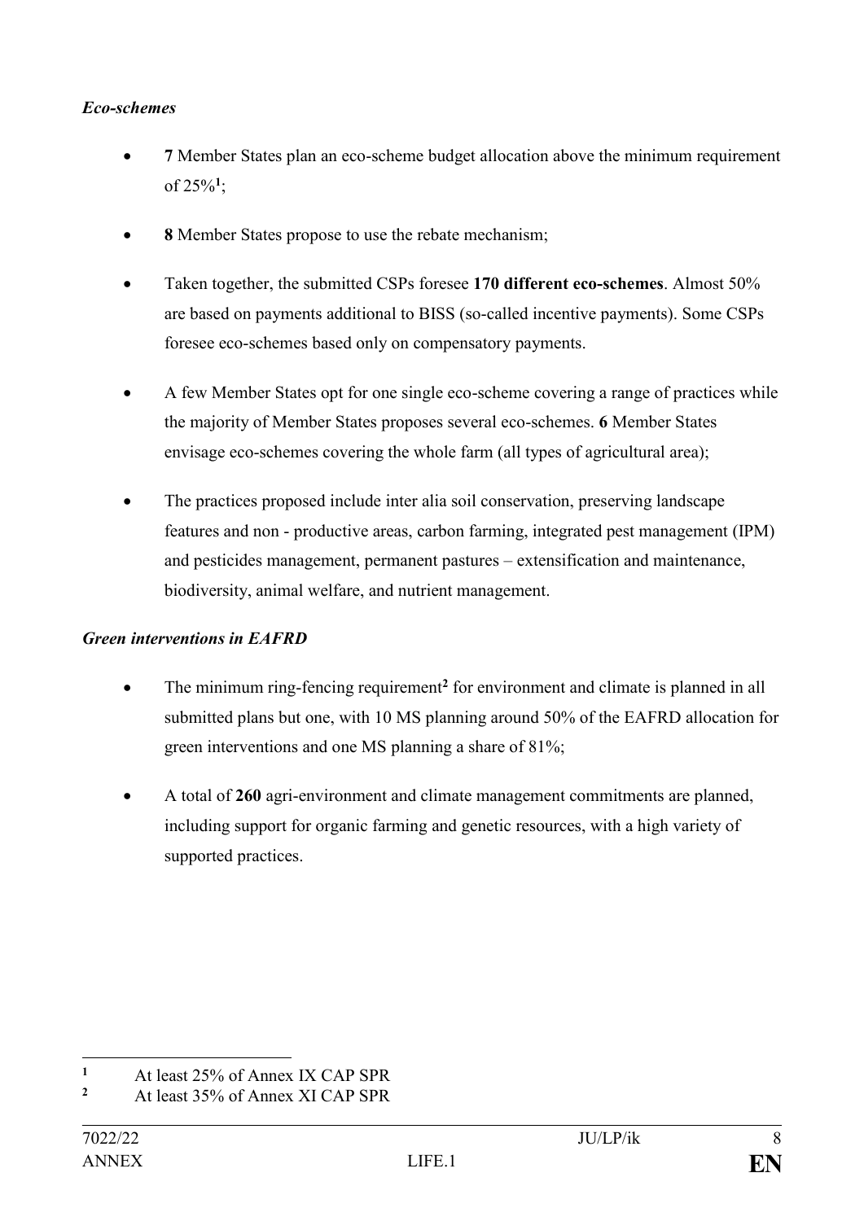***Eco-schemes***

- **7** Member States plan an eco-scheme budget allocation above the minimum requirement of 25%[1];
- **8** Member States propose to use the rebate mechanism;
- Taken together, the submitted CSPs foresee **170 different eco-schemes**. Almost 50% are based on payments additional to BISS (so-called incentive payments). Some CSPs foresee eco-schemes based only on compensatory payments.
- A few Member States opt for one single eco-scheme covering a range of practices while the majority of Member States proposes several eco-schemes. **6** Member States envisage eco-schemes covering the whole farm (all types of agricultural area);
- The practices proposed include inter alia soil conservation, preserving landscape features and non - productive areas, carbon farming, integrated pest management (IPM) and pesticides management, permanent pastures – extensification and maintenance, biodiversity, animal welfare, and nutrient management.

***Green interventions in EAFRD***

- The minimum ring-fencing requirement[2] for environment and climate is planned in all submitted plans but one, with 10 MS planning around 50% of the EAFRD allocation for green interventions and one MS planning a share of 81%;
- A total of **260** agri-environment and climate management commitments are planned, including support for organic farming and genetic resources, with a high variety of supported practices.

---

[1] At least 25% of Annex IX CAP SPR

[2] At least 35% of Annex XI CAP SPR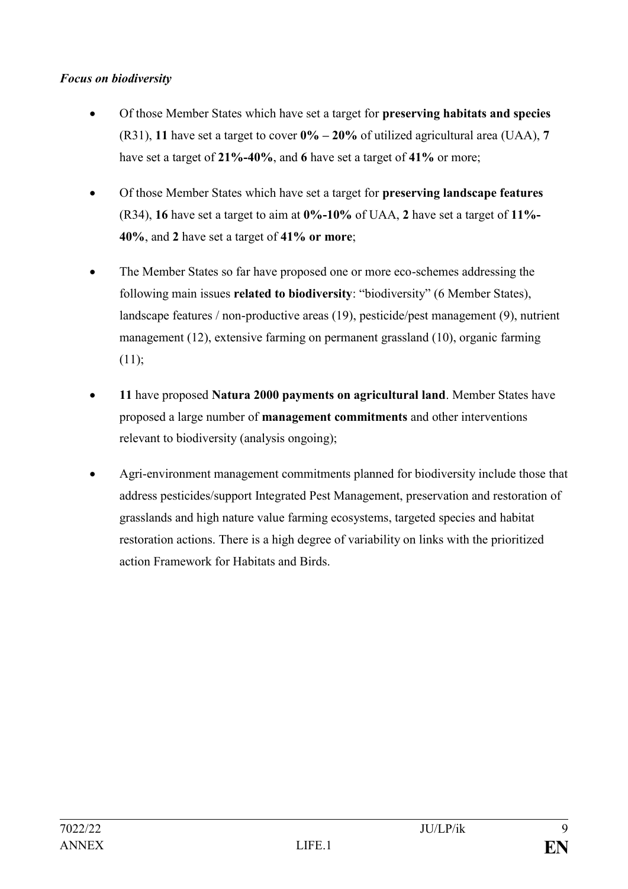***Focus on biodiversity***

- Of those Member States which have set a target for **preserving habitats and species** (R31), **11** have set a target to cover **0% – 20%** of utilized agricultural area (UAA), **7** have set a target of **21%-40%**, and **6** have set a target of **41%** or more;
- Of those Member States which have set a target for **preserving landscape features** (R34), **16** have set a target to aim at **0%-10%** of UAA, **2** have set a target of **11%-40%**, and **2** have set a target of **41% or more**;
- The Member States so far have proposed one or more eco-schemes addressing the following main issues **related to biodiversity**: "biodiversity" (6 Member States), landscape features / non-productive areas (19), pesticide/pest management (9), nutrient management (12), extensive farming on permanent grassland (10), organic farming (11);
- **11** have proposed **Natura 2000 payments on agricultural land**. Member States have proposed a large number of **management commitments** and other interventions relevant to biodiversity (analysis ongoing);
- Agri-environment management commitments planned for biodiversity include those that address pesticides/support Integrated Pest Management, preservation and restoration of grasslands and high nature value farming ecosystems, targeted species and habitat restoration actions. There is a high degree of variability on links with the prioritized action Framework for Habitats and Birds.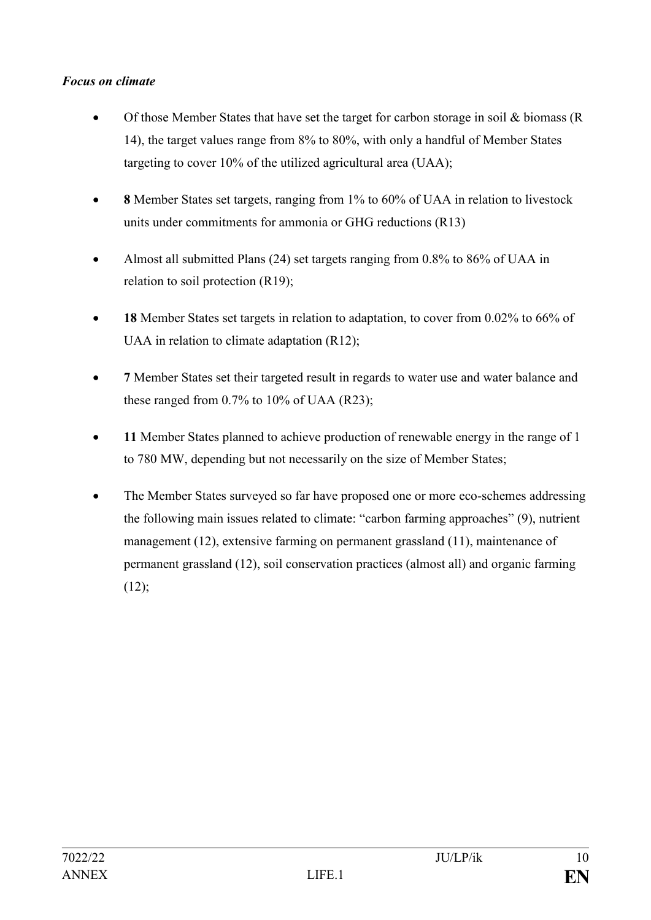***Focus on climate***

- Of those Member States that have set the target for carbon storage in soil & biomass (R 14), the target values range from 8% to 80%, with only a handful of Member States targeting to cover 10% of the utilized agricultural area (UAA);
- **8** Member States set targets, ranging from 1% to 60% of UAA in relation to livestock units under commitments for ammonia or GHG reductions (R13)
- Almost all submitted Plans (24) set targets ranging from 0.8% to 86% of UAA in relation to soil protection (R19);
- **18** Member States set targets in relation to adaptation, to cover from 0.02% to 66% of UAA in relation to climate adaptation (R12);
- **7** Member States set their targeted result in regards to water use and water balance and these ranged from 0.7% to 10% of UAA (R23);
- **11** Member States planned to achieve production of renewable energy in the range of 1 to 780 MW, depending but not necessarily on the size of Member States;
- The Member States surveyed so far have proposed one or more eco-schemes addressing the following main issues related to climate: "carbon farming approaches" (9), nutrient management (12), extensive farming on permanent grassland (11), maintenance of permanent grassland (12), soil conservation practices (almost all) and organic farming (12);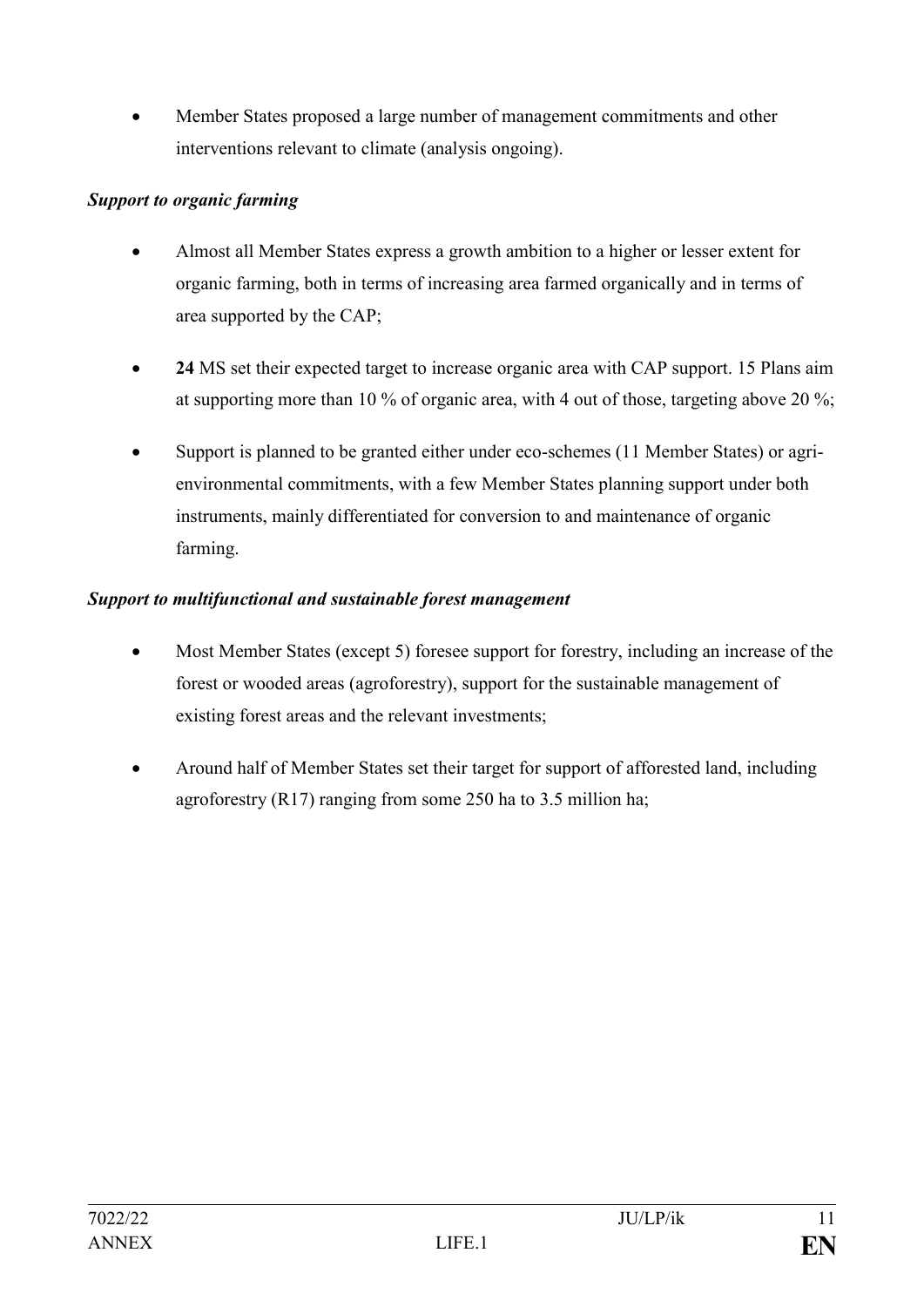- Member States proposed a large number of management commitments and other interventions relevant to climate (analysis ongoing).

***Support to organic farming***

- Almost all Member States express a growth ambition to a higher or lesser extent for organic farming, both in terms of increasing area farmed organically and in terms of area supported by the CAP;
- **24** MS set their expected target to increase organic area with CAP support. 15 Plans aim at supporting more than 10 % of organic area, with 4 out of those, targeting above 20 %;
- Support is planned to be granted either under eco-schemes (11 Member States) or agri-environmental commitments, with a few Member States planning support under both instruments, mainly differentiated for conversion to and maintenance of organic farming.

***Support to multifunctional and sustainable forest management***

- Most Member States (except 5) foresee support for forestry, including an increase of the forest or wooded areas (agroforestry), support for the sustainable management of existing forest areas and the relevant investments;
- Around half of Member States set their target for support of afforested land, including agroforestry (R17) ranging from some 250 ha to 3.5 million ha;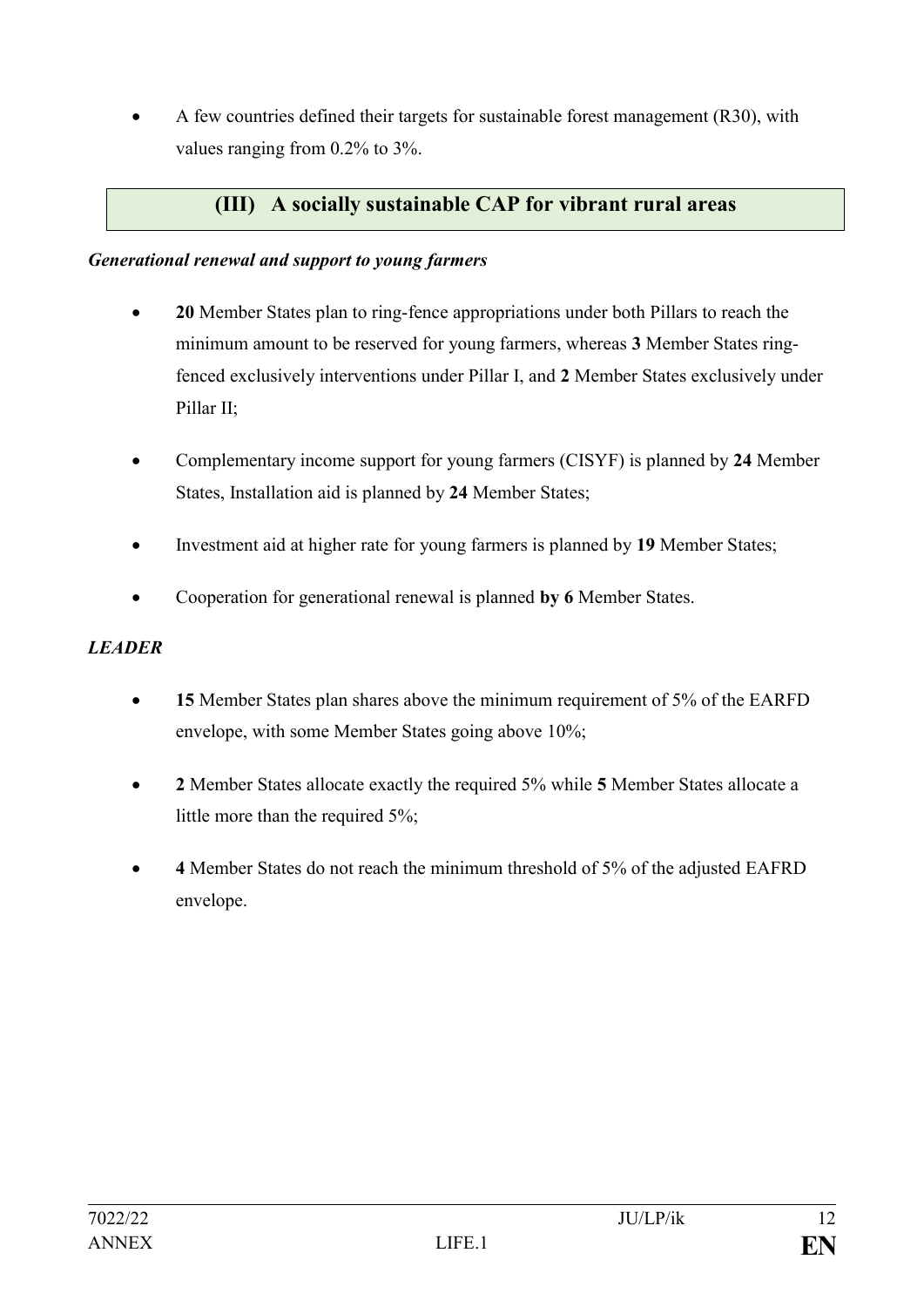- A few countries defined their targets for sustainable forest management (R30), with values ranging from 0.2% to 3%.

## (III) A socially sustainable CAP for vibrant rural areas

***Generational renewal and support to young farmers***

- **20** Member States plan to ring-fence appropriations under both Pillars to reach the minimum amount to be reserved for young farmers, whereas **3** Member States ring-fenced exclusively interventions under Pillar I, and **2** Member States exclusively under Pillar II;
- Complementary income support for young farmers (CISYF) is planned by **24** Member States, Installation aid is planned by **24** Member States;
- Investment aid at higher rate for young farmers is planned by **19** Member States;
- Cooperation for generational renewal is planned **by 6** Member States.

***LEADER***

- **15** Member States plan shares above the minimum requirement of 5% of the EARFD envelope, with some Member States going above 10%;
- **2** Member States allocate exactly the required 5% while **5** Member States allocate a little more than the required 5%;
- **4** Member States do not reach the minimum threshold of 5% of the adjusted EAFRD envelope.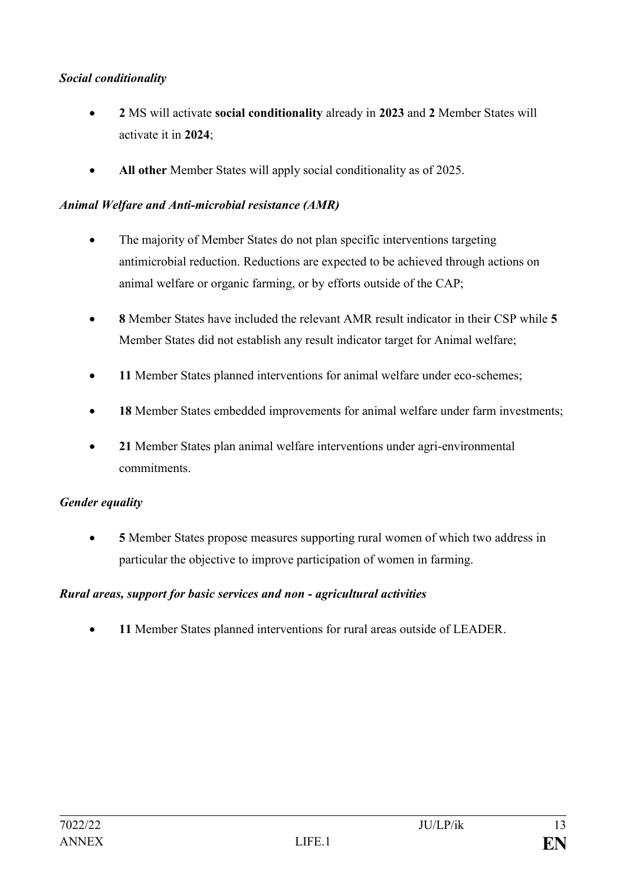***Social conditionality***

- **2** MS will activate **social conditionality** already in **2023** and **2** Member States will activate it in **2024**;
- **All other** Member States will apply social conditionality as of 2025.

***Animal Welfare and Anti-microbial resistance (AMR)***

- The majority of Member States do not plan specific interventions targeting antimicrobial reduction. Reductions are expected to be achieved through actions on animal welfare or organic farming, or by efforts outside of the CAP;
- **8** Member States have included the relevant AMR result indicator in their CSP while **5** Member States did not establish any result indicator target for Animal welfare;
- **11** Member States planned interventions for animal welfare under eco-schemes;
- **18** Member States embedded improvements for animal welfare under farm investments;
- **21** Member States plan animal welfare interventions under agri-environmental commitments.

***Gender equality***

- **5** Member States propose measures supporting rural women of which two address in particular the objective to improve participation of women in farming.

***Rural areas, support for basic services and non - agricultural activities***

- **11** Member States planned interventions for rural areas outside of LEADER.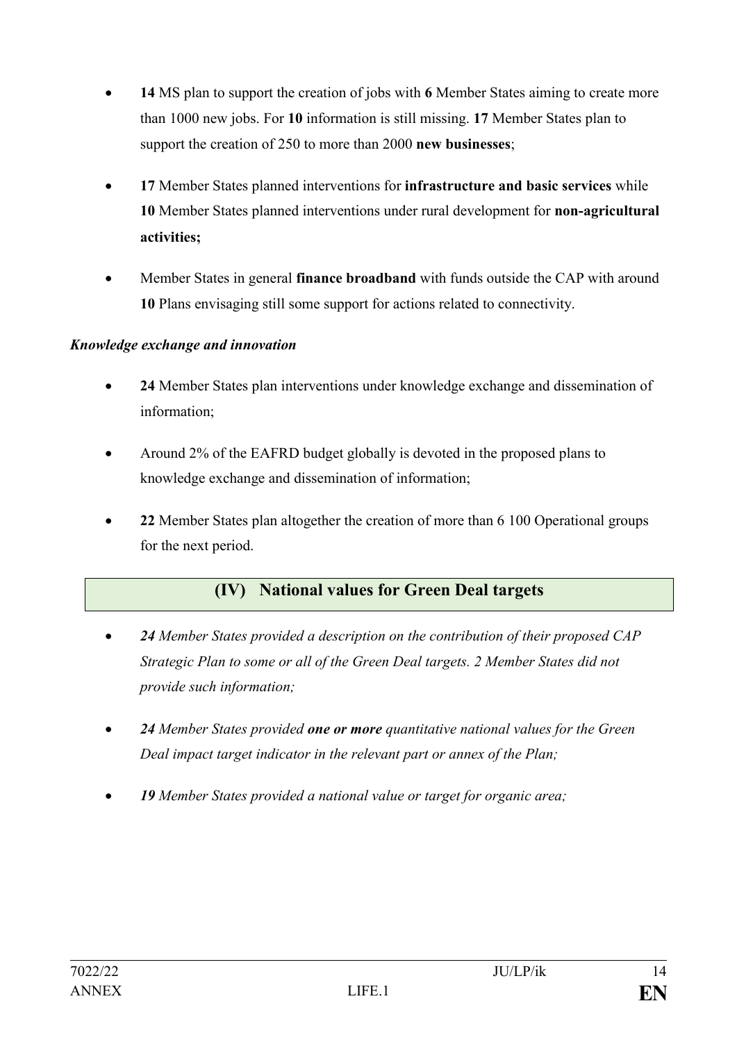- **14** MS plan to support the creation of jobs with **6** Member States aiming to create more than 1000 new jobs. For **10** information is still missing. **17** Member States plan to support the creation of 250 to more than 2000 **new businesses**;
- **17** Member States planned interventions for **infrastructure and basic services** while **10** Member States planned interventions under rural development for **non-agricultural activities;**
- Member States in general **finance broadband** with funds outside the CAP with around **10** Plans envisaging still some support for actions related to connectivity.

***Knowledge exchange and innovation***

- **24** Member States plan interventions under knowledge exchange and dissemination of information;
- Around 2% of the EAFRD budget globally is devoted in the proposed plans to knowledge exchange and dissemination of information;
- **22** Member States plan altogether the creation of more than 6 100 Operational groups for the next period.

## (IV) National values for Green Deal targets

- ***24** Member States provided a description on the contribution of their proposed CAP Strategic Plan to some or all of the Green Deal targets. 2 Member States did not provide such information;*
- ***24** Member States provided **one or more** quantitative national values for the Green Deal impact target indicator in the relevant part or annex of the Plan;*
- ***19** Member States provided a national value or target for organic area;*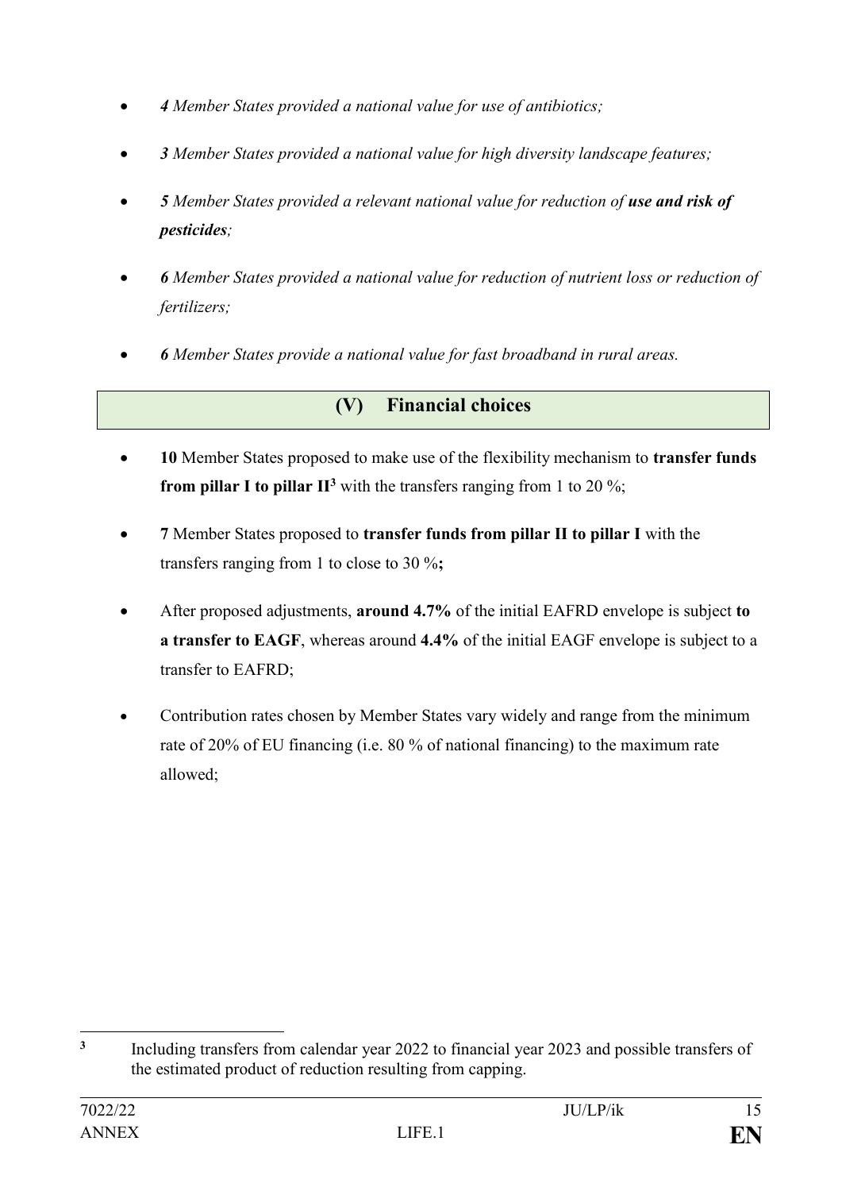- ***4** Member States provided a national value for use of antibiotics;*
- ***3** Member States provided a national value for high diversity landscape features;*
- ***5** Member States provided a relevant national value for reduction of **use and risk of pesticides**;*
- ***6** Member States provided a national value for reduction of nutrient loss or reduction of fertilizers;*
- ***6** Member States provide a national value for fast broadband in rural areas.*

## (V) Financial choices

- **10** Member States proposed to make use of the flexibility mechanism to **transfer funds from pillar I to pillar II**[3] with the transfers ranging from 1 to 20 %;
- **7** Member States proposed to **transfer funds from pillar II to pillar I** with the transfers ranging from 1 to close to 30 %**;**
- After proposed adjustments, **around 4.7%** of the initial EAFRD envelope is subject **to a transfer to EAGF**, whereas around **4.4%** of the initial EAGF envelope is subject to a transfer to EAFRD;
- Contribution rates chosen by Member States vary widely and range from the minimum rate of 20% of EU financing (i.e. 80 % of national financing) to the maximum rate allowed;

[3] Including transfers from calendar year 2022 to financial year 2023 and possible transfers of the estimated product of reduction resulting from capping.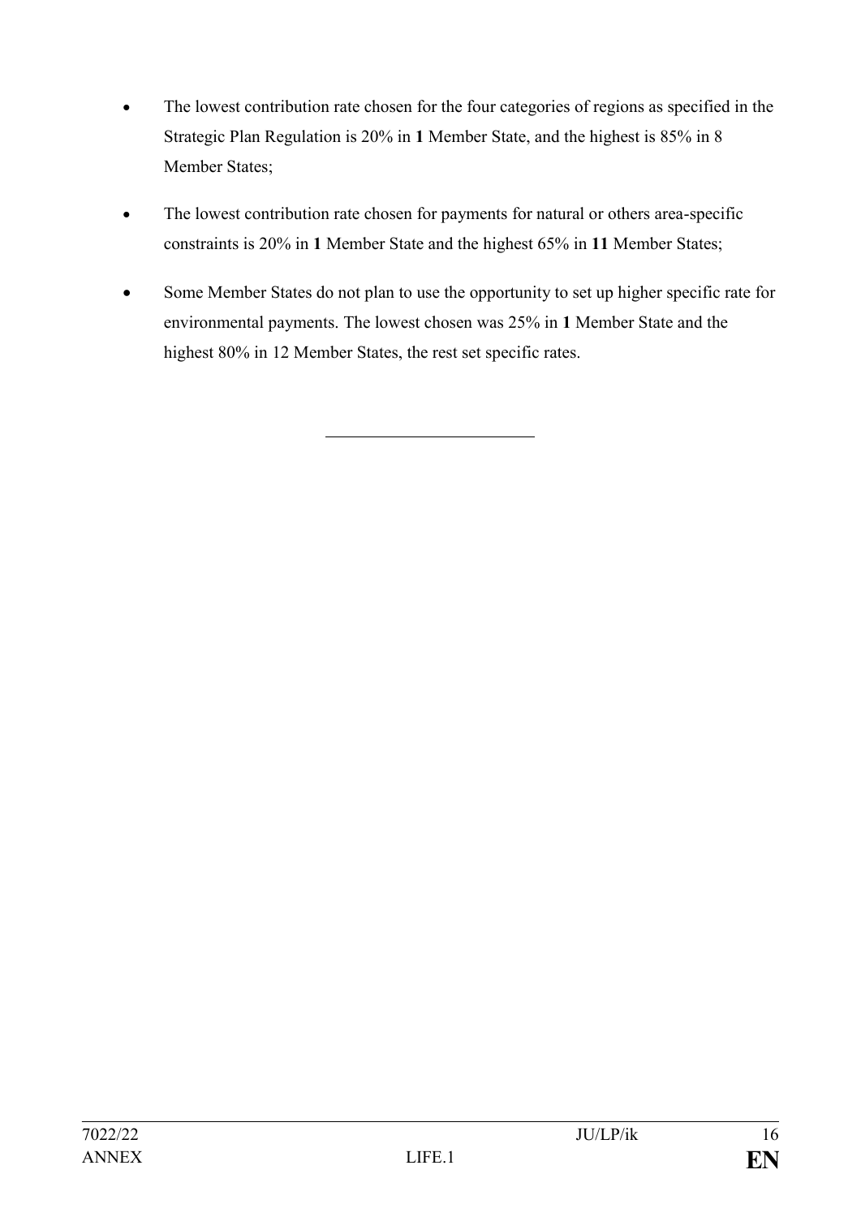- The lowest contribution rate chosen for the four categories of regions as specified in the Strategic Plan Regulation is 20% in **1** Member State, and the highest is 85% in 8 Member States;

- The lowest contribution rate chosen for payments for natural or others area-specific constraints is 20% in **1** Member State and the highest 65% in **11** Member States;

- Some Member States do not plan to use the opportunity to set up higher specific rate for environmental payments. The lowest chosen was 25% in **1** Member State and the highest 80% in 12 Member States, the rest set specific rates.